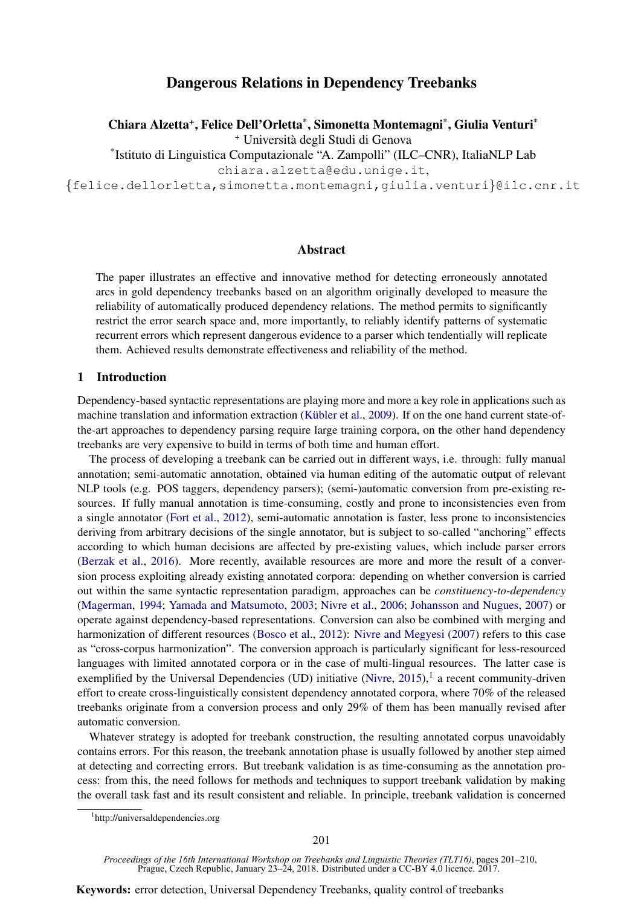# Dangerous Relations in Dependency Treebanks

**Chiara Alzetta[+], Felice Dell'Orletta[*], Simonetta Montemagni[*], Giulia Venturi[*]**

[+] Università degli Studi di Genova

[*]Istituto di Linguistica Computazionale "A. Zampolli" (ILC–CNR), ItaliaNLP Lab

chiara.alzetta@edu.unige.it,

{felice.dellorletta,simonetta.montemagni,giulia.venturi}@ilc.cnr.it

## Abstract

The paper illustrates an effective and innovative method for detecting erroneously annotated arcs in gold dependency treebanks based on an algorithm originally developed to measure the reliability of automatically produced dependency relations. The method permits to significantly restrict the error search space and, more importantly, to reliably identify patterns of systematic recurrent errors which represent dangerous evidence to a parser which tendentially will replicate them. Achieved results demonstrate effectiveness and reliability of the method.

## 1 Introduction

Dependency-based syntactic representations are playing more and more a key role in applications such as machine translation and information extraction (Kübler et al., 2009). If on the one hand current state-of-the-art approaches to dependency parsing require large training corpora, on the other hand dependency treebanks are very expensive to build in terms of both time and human effort.

The process of developing a treebank can be carried out in different ways, i.e. through: fully manual annotation; semi-automatic annotation, obtained via human editing of the automatic output of relevant NLP tools (e.g. POS taggers, dependency parsers); (semi-)automatic conversion from pre-existing resources. If fully manual annotation is time-consuming, costly and prone to inconsistencies even from a single annotator (Fort et al., 2012), semi-automatic annotation is faster, less prone to inconsistencies deriving from arbitrary decisions of the single annotator, but is subject to so-called "anchoring" effects according to which human decisions are affected by pre-existing values, which include parser errors (Berzak et al., 2016). More recently, available resources are more and more the result of a conversion process exploiting already existing annotated corpora: depending on whether conversion is carried out within the same syntactic representation paradigm, approaches can be *constituency-to-dependency* (Magerman, 1994; Yamada and Matsumoto, 2003; Nivre et al., 2006; Johansson and Nugues, 2007) or operate against dependency-based representations. Conversion can also be combined with merging and harmonization of different resources (Bosco et al., 2012): Nivre and Megyesi (2007) refers to this case as "cross-corpus harmonization". The conversion approach is particularly significant for less-resourced languages with limited annotated corpora or in the case of multi-lingual resources. The latter case is exemplified by the Universal Dependencies (UD) initiative (Nivre, 2015),[1] a recent community-driven effort to create cross-linguistically consistent dependency annotated corpora, where 70% of the released treebanks originate from a conversion process and only 29% of them has been manually revised after automatic conversion.

Whatever strategy is adopted for treebank construction, the resulting annotated corpus unavoidably contains errors. For this reason, the treebank annotation phase is usually followed by another step aimed at detecting and correcting errors. But treebank validation is as time-consuming as the annotation process: from this, the need follows for methods and techniques to support treebank validation by making the overall task fast and its result consistent and reliable. In principle, treebank validation is concerned

[1]http://universaldependencies.org

Proceedings of the 16th International Workshop on Treebanks and Linguistic Theories (TLT16), pages 201–210, Prague, Czech Republic, January 23–24, 2018. Distributed under a CC-BY 4.0 licence. 2017.

**Keywords:** error detection, Universal Dependency Treebanks, quality control of treebanks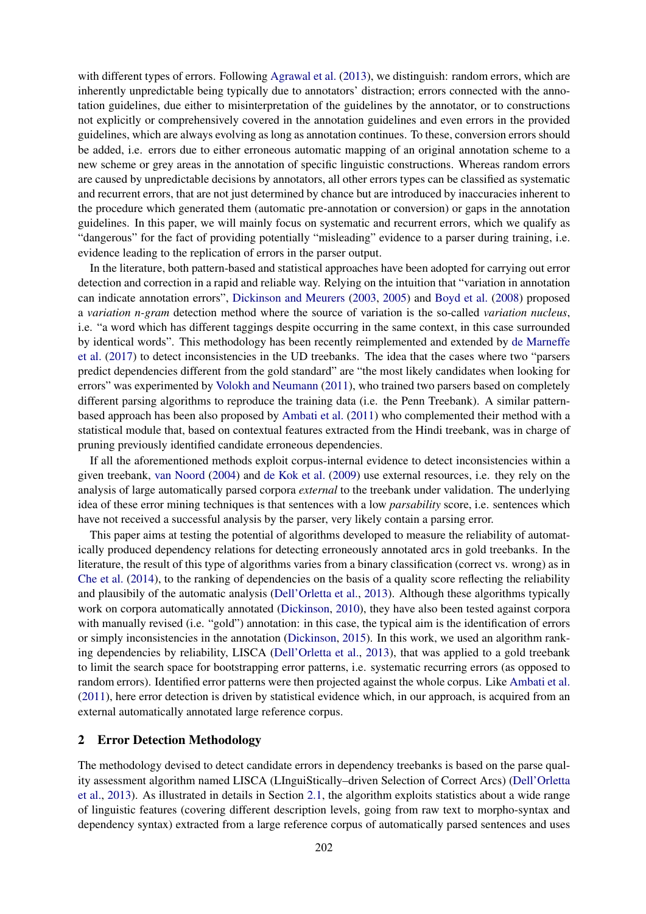with different types of errors. Following Agrawal et al. (2013), we distinguish: random errors, which are inherently unpredictable being typically due to annotators' distraction; errors connected with the annotation guidelines, due either to misinterpretation of the guidelines by the annotator, or to constructions not explicitly or comprehensively covered in the annotation guidelines and even errors in the provided guidelines, which are always evolving as long as annotation continues. To these, conversion errors should be added, i.e. errors due to either erroneous automatic mapping of an original annotation scheme to a new scheme or grey areas in the annotation of specific linguistic constructions. Whereas random errors are caused by unpredictable decisions by annotators, all other errors types can be classified as systematic and recurrent errors, that are not just determined by chance but are introduced by inaccuracies inherent to the procedure which generated them (automatic pre-annotation or conversion) or gaps in the annotation guidelines. In this paper, we will mainly focus on systematic and recurrent errors, which we qualify as "dangerous" for the fact of providing potentially "misleading" evidence to a parser during training, i.e. evidence leading to the replication of errors in the parser output.

In the literature, both pattern-based and statistical approaches have been adopted for carrying out error detection and correction in a rapid and reliable way. Relying on the intuition that "variation in annotation can indicate annotation errors", Dickinson and Meurers (2003, 2005) and Boyd et al. (2008) proposed a *variation n-gram* detection method where the source of variation is the so-called *variation nucleus*, i.e. "a word which has different taggings despite occurring in the same context, in this case surrounded by identical words". This methodology has been recently reimplemented and extended by de Marneffe et al. (2017) to detect inconsistencies in the UD treebanks. The idea that the cases where two "parsers predict dependencies different from the gold standard" are "the most likely candidates when looking for errors" was experimented by Volokh and Neumann (2011), who trained two parsers based on completely different parsing algorithms to reproduce the training data (i.e. the Penn Treebank). A similar pattern-based approach has been also proposed by Ambati et al. (2011) who complemented their method with a statistical module that, based on contextual features extracted from the Hindi treebank, was in charge of pruning previously identified candidate erroneous dependencies.

If all the aforementioned methods exploit corpus-internal evidence to detect inconsistencies within a given treebank, van Noord (2004) and de Kok et al. (2009) use external resources, i.e. they rely on the analysis of large automatically parsed corpora *external* to the treebank under validation. The underlying idea of these error mining techniques is that sentences with a low *parsability* score, i.e. sentences which have not received a successful analysis by the parser, very likely contain a parsing error.

This paper aims at testing the potential of algorithms developed to measure the reliability of automatically produced dependency relations for detecting erroneously annotated arcs in gold treebanks. In the literature, the result of this type of algorithms varies from a binary classification (correct vs. wrong) as in Che et al. (2014), to the ranking of dependencies on the basis of a quality score reflecting the reliability and plausibily of the automatic analysis (Dell'Orletta et al., 2013). Although these algorithms typically work on corpora automatically annotated (Dickinson, 2010), they have also been tested against corpora with manually revised (i.e. "gold") annotation: in this case, the typical aim is the identification of errors or simply inconsistencies in the annotation (Dickinson, 2015). In this work, we used an algorithm ranking dependencies by reliability, LISCA (Dell'Orletta et al., 2013), that was applied to a gold treebank to limit the search space for bootstrapping error patterns, i.e. systematic recurring errors (as opposed to random errors). Identified error patterns were then projected against the whole corpus. Like Ambati et al. (2011), here error detection is driven by statistical evidence which, in our approach, is acquired from an external automatically annotated large reference corpus.

## 2 Error Detection Methodology

The methodology devised to detect candidate errors in dependency treebanks is based on the parse quality assessment algorithm named LISCA (LInguiStically–driven Selection of Correct Arcs) (Dell'Orletta et al., 2013). As illustrated in details in Section 2.1, the algorithm exploits statistics about a wide range of linguistic features (covering different description levels, going from raw text to morpho-syntax and dependency syntax) extracted from a large reference corpus of automatically parsed sentences and uses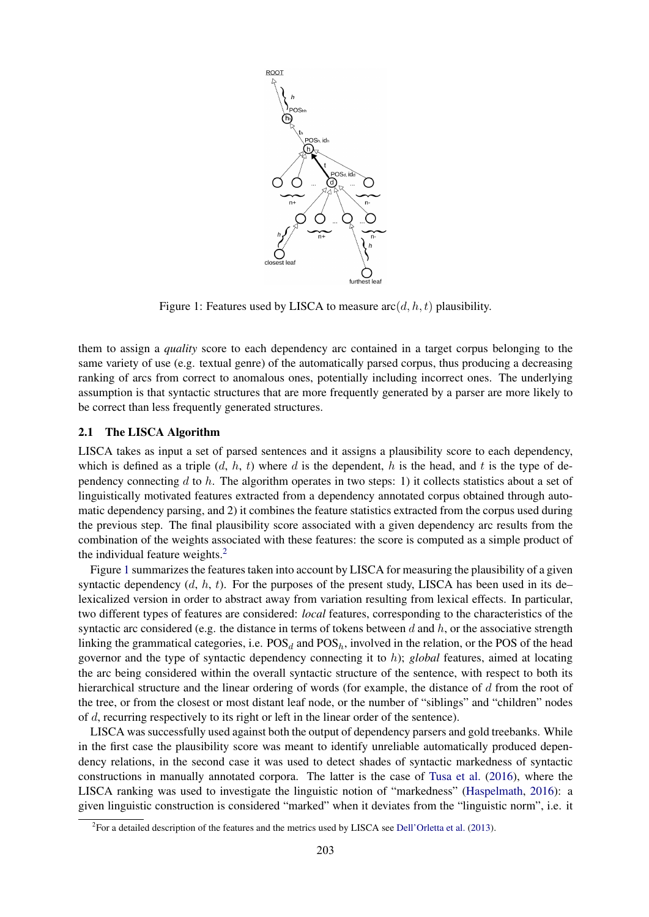Figure 1: Features used by LISCA to measure arc($d, h, t$) plausibility.

them to assign a *quality* score to each dependency arc contained in a target corpus belonging to the same variety of use (e.g. textual genre) of the automatically parsed corpus, thus producing a decreasing ranking of arcs from correct to anomalous ones, potentially including incorrect ones. The underlying assumption is that syntactic structures that are more frequently generated by a parser are more likely to be correct than less frequently generated structures.

### 2.1 The LISCA Algorithm

LISCA takes as input a set of parsed sentences and it assigns a plausibility score to each dependency, which is defined as a triple ($d$, $h$, $t$) where $d$ is the dependent, $h$ is the head, and $t$ is the type of dependency connecting $d$ to $h$. The algorithm operates in two steps: 1) it collects statistics about a set of linguistically motivated features extracted from a dependency annotated corpus obtained through automatic dependency parsing, and 2) it combines the feature statistics extracted from the corpus used during the previous step. The final plausibility score associated with a given dependency arc results from the combination of the weights associated with these features: the score is computed as a simple product of the individual feature weights.[2]

Figure 1 summarizes the features taken into account by LISCA for measuring the plausibility of a given syntactic dependency ($d$, $h$, $t$). For the purposes of the present study, LISCA has been used in its de–lexicalized version in order to abstract away from variation resulting from lexical effects. In particular, two different types of features are considered: *local* features, corresponding to the characteristics of the syntactic arc considered (e.g. the distance in terms of tokens between $d$ and $h$, or the associative strength linking the grammatical categories, i.e. $\text{POS}_d$ and $\text{POS}_h$, involved in the relation, or the POS of the head governor and the type of syntactic dependency connecting it to $h$); *global* features, aimed at locating the arc being considered within the overall syntactic structure of the sentence, with respect to both its hierarchical structure and the linear ordering of words (for example, the distance of $d$ from the root of the tree, or from the closest or most distant leaf node, or the number of "siblings" and "children" nodes of $d$, recurring respectively to its right or left in the linear order of the sentence).

LISCA was successfully used against both the output of dependency parsers and gold treebanks. While in the first case the plausibility score was meant to identify unreliable automatically produced dependency relations, in the second case it was used to detect shades of syntactic markedness of syntactic constructions in manually annotated corpora. The latter is the case of Tusa et al. (2016), where the LISCA ranking was used to investigate the linguistic notion of "markedness" (Haspelmath, 2016): a given linguistic construction is considered "marked" when it deviates from the "linguistic norm", i.e. it

[2] For a detailed description of the features and the metrics used by LISCA see Dell'Orletta et al. (2013).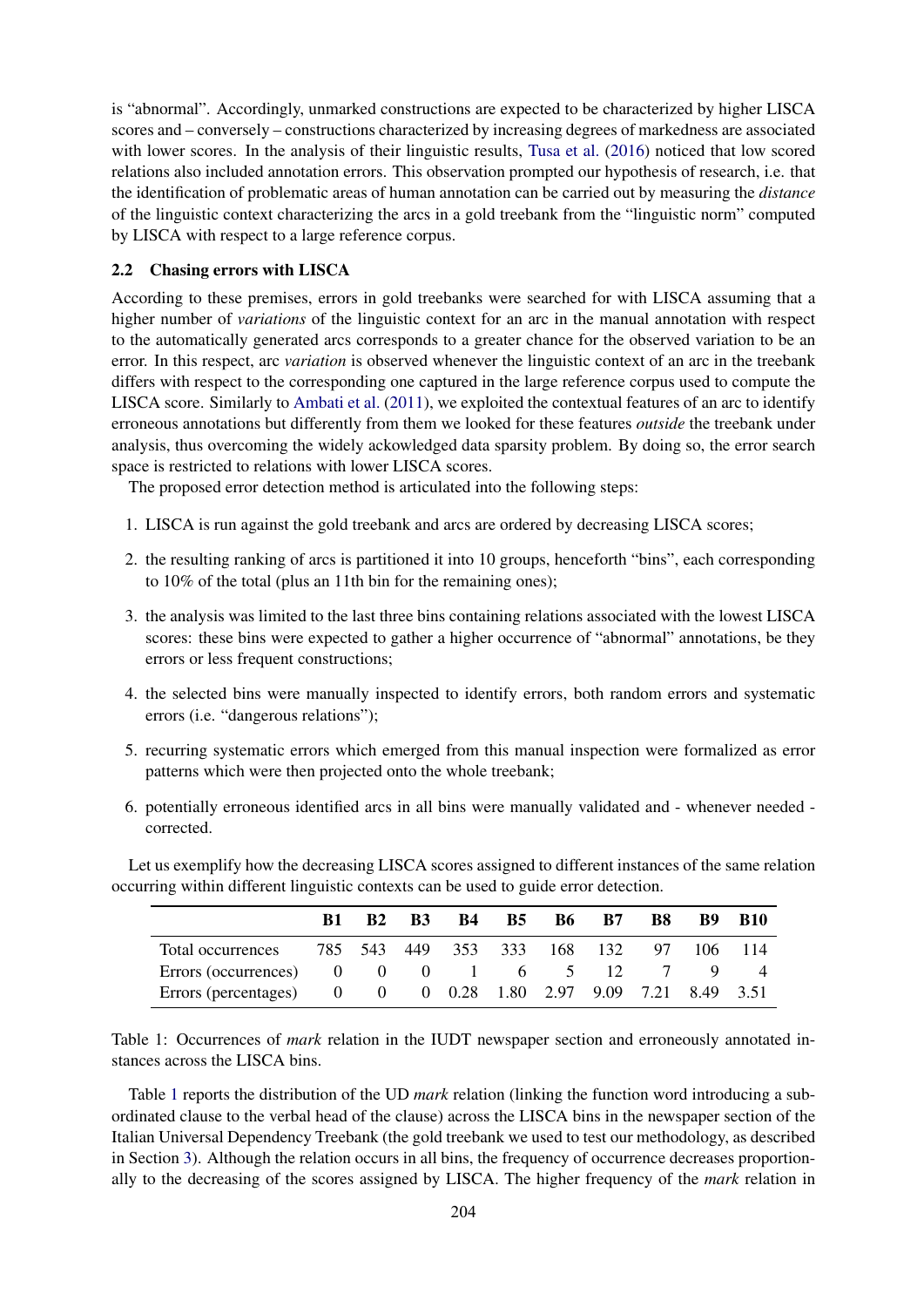is "abnormal". Accordingly, unmarked constructions are expected to be characterized by higher LISCA scores and – conversely – constructions characterized by increasing degrees of markedness are associated with lower scores. In the analysis of their linguistic results, Tusa et al. (2016) noticed that low scored relations also included annotation errors. This observation prompted our hypothesis of research, i.e. that the identification of problematic areas of human annotation can be carried out by measuring the *distance* of the linguistic context characterizing the arcs in a gold treebank from the "linguistic norm" computed by LISCA with respect to a large reference corpus.

### 2.2 Chasing errors with LISCA

According to these premises, errors in gold treebanks were searched for with LISCA assuming that a higher number of *variations* of the linguistic context for an arc in the manual annotation with respect to the automatically generated arcs corresponds to a greater chance for the observed variation to be an error. In this respect, arc *variation* is observed whenever the linguistic context of an arc in the treebank differs with respect to the corresponding one captured in the large reference corpus used to compute the LISCA score. Similarly to Ambati et al. (2011), we exploited the contextual features of an arc to identify erroneous annotations but differently from them we looked for these features *outside* the treebank under analysis, thus overcoming the widely ackowledged data sparsity problem. By doing so, the error search space is restricted to relations with lower LISCA scores.

The proposed error detection method is articulated into the following steps:

1. LISCA is run against the gold treebank and arcs are ordered by decreasing LISCA scores;
2. the resulting ranking of arcs is partitioned it into 10 groups, henceforth "bins", each corresponding to 10% of the total (plus an 11th bin for the remaining ones);
3. the analysis was limited to the last three bins containing relations associated with the lowest LISCA scores: these bins were expected to gather a higher occurrence of "abnormal" annotations, be they errors or less frequent constructions;
4. the selected bins were manually inspected to identify errors, both random errors and systematic errors (i.e. "dangerous relations");
5. recurring systematic errors which emerged from this manual inspection were formalized as error patterns which were then projected onto the whole treebank;
6. potentially erroneous identified arcs in all bins were manually validated and - whenever needed - corrected.

Let us exemplify how the decreasing LISCA scores assigned to different instances of the same relation occurring within different linguistic contexts can be used to guide error detection.

| | **B1** | **B2** | **B3** | **B4** | **B5** | **B6** | **B7** | **B8** | **B9** | **B10** |
|---|---|---|---|---|---|---|---|---|---|---|
| Total occurrences | 785 | 543 | 449 | 353 | 333 | 168 | 132 | 97 | 106 | 114 |
| Errors (occurrences) | 0 | 0 | 0 | 1 | 6 | 5 | 12 | 7 | 9 | 4 |
| Errors (percentages) | 0 | 0 | 0 | 0.28 | 1.80 | 2.97 | 9.09 | 7.21 | 8.49 | 3.51 |

Table 1: Occurrences of *mark* relation in the IUDT newspaper section and erroneously annotated instances across the LISCA bins.

Table 1 reports the distribution of the UD *mark* relation (linking the function word introducing a subordinated clause to the verbal head of the clause) across the LISCA bins in the newspaper section of the Italian Universal Dependency Treebank (the gold treebank we used to test our methodology, as described in Section 3). Although the relation occurs in all bins, the frequency of occurrence decreases proportionally to the decreasing of the scores assigned by LISCA. The higher frequency of the *mark* relation in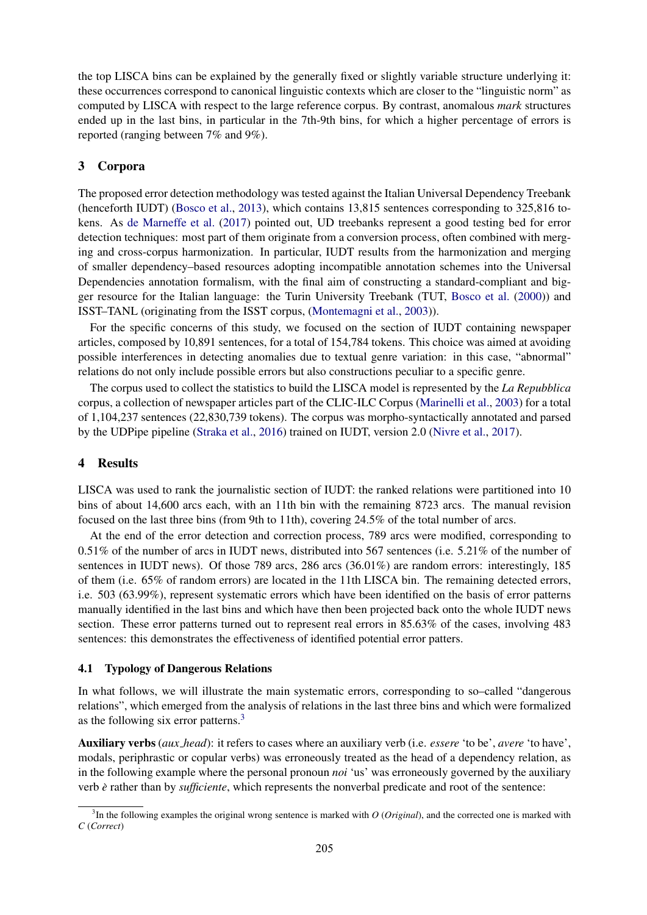the top LISCA bins can be explained by the generally fixed or slightly variable structure underlying it: these occurrences correspond to canonical linguistic contexts which are closer to the "linguistic norm" as computed by LISCA with respect to the large reference corpus. By contrast, anomalous *mark* structures ended up in the last bins, in particular in the 7th-9th bins, for which a higher percentage of errors is reported (ranging between 7% and 9%).

## 3 Corpora

The proposed error detection methodology was tested against the Italian Universal Dependency Treebank (henceforth IUDT) (Bosco et al., 2013), which contains 13,815 sentences corresponding to 325,816 tokens. As de Marneffe et al. (2017) pointed out, UD treebanks represent a good testing bed for error detection techniques: most part of them originate from a conversion process, often combined with merging and cross-corpus harmonization. In particular, IUDT results from the harmonization and merging of smaller dependency–based resources adopting incompatible annotation schemes into the Universal Dependencies annotation formalism, with the final aim of constructing a standard-compliant and bigger resource for the Italian language: the Turin University Treebank (TUT, Bosco et al. (2000)) and ISST–TANL (originating from the ISST corpus, (Montemagni et al., 2003)).

For the specific concerns of this study, we focused on the section of IUDT containing newspaper articles, composed by 10,891 sentences, for a total of 154,784 tokens. This choice was aimed at avoiding possible interferences in detecting anomalies due to textual genre variation: in this case, "abnormal" relations do not only include possible errors but also constructions peculiar to a specific genre.

The corpus used to collect the statistics to build the LISCA model is represented by the *La Repubblica* corpus, a collection of newspaper articles part of the CLIC-ILC Corpus (Marinelli et al., 2003) for a total of 1,104,237 sentences (22,830,739 tokens). The corpus was morpho-syntactically annotated and parsed by the UDPipe pipeline (Straka et al., 2016) trained on IUDT, version 2.0 (Nivre et al., 2017).

## 4 Results

LISCA was used to rank the journalistic section of IUDT: the ranked relations were partitioned into 10 bins of about 14,600 arcs each, with an 11th bin with the remaining 8723 arcs. The manual revision focused on the last three bins (from 9th to 11th), covering 24.5% of the total number of arcs.

At the end of the error detection and correction process, 789 arcs were modified, corresponding to 0.51% of the number of arcs in IUDT news, distributed into 567 sentences (i.e. 5.21% of the number of sentences in IUDT news). Of those 789 arcs, 286 arcs (36.01%) are random errors: interestingly, 185 of them (i.e. 65% of random errors) are located in the 11th LISCA bin. The remaining detected errors, i.e. 503 (63.99%), represent systematic errors which have been identified on the basis of error patterns manually identified in the last bins and which have then been projected back onto the whole IUDT news section. These error patterns turned out to represent real errors in 85.63% of the cases, involving 483 sentences: this demonstrates the effectiveness of identified potential error patters.

### 4.1 Typology of Dangerous Relations

In what follows, we will illustrate the main systematic errors, corresponding to so–called "dangerous relations", which emerged from the analysis of relations in the last three bins and which were formalized as the following six error patterns.[3]

**Auxiliary verbs** (*aux_head*): it refers to cases where an auxiliary verb (i.e. *essere* 'to be', *avere* 'to have', modals, periphrastic or copular verbs) was erroneously treated as the head of a dependency relation, as in the following example where the personal pronoun *noi* 'us' was erroneously governed by the auxiliary verb *è* rather than by *sufficiente*, which represents the nonverbal predicate and root of the sentence:

[3] In the following examples the original wrong sentence is marked with *O* (*Original*), and the corrected one is marked with *C* (*Correct*)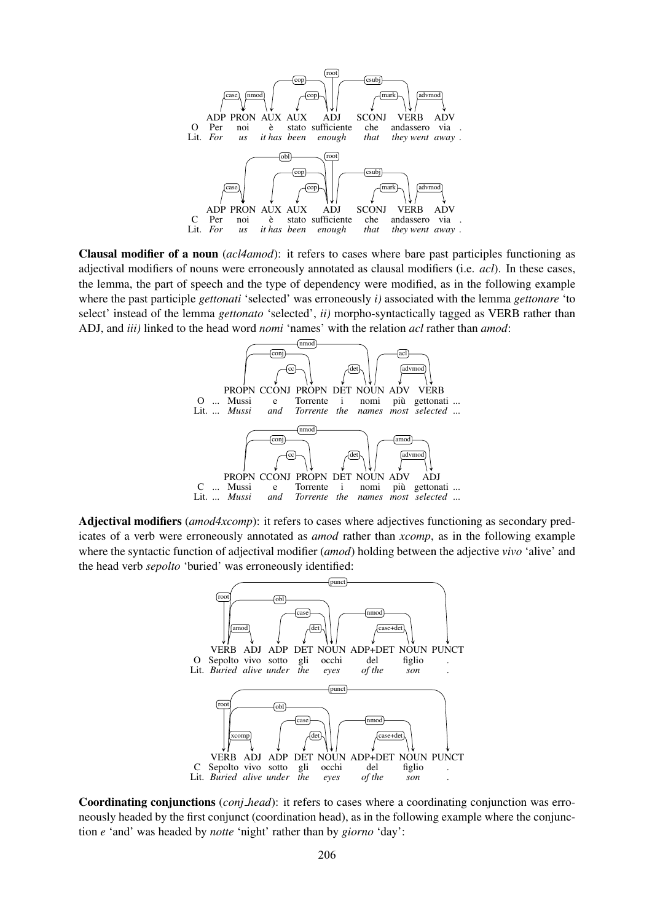| | ADP | PRON | AUX | AUX | ADJ | SCONJ | VERB | ADV | |
|---|---|---|---|---|---|---|---|---|---|
| O | Per | noi | è | stato | sufficiente | che | andassero | via | . |
| Lit. | *For* | *us* | *it has* | *been* | *enough* | *that* | *they went* | *away* | . |

| | ADP | PRON | AUX | AUX | ADJ | SCONJ | VERB | ADV | |
|---|---|---|---|---|---|---|---|---|---|
| C | Per | noi | è | stato | sufficiente | che | andassero | via | . |
| Lit. | *For* | *us* | *it has* | *been* | *enough* | *that* | *they went* | *away* | . |

**Clausal modifier of a noun** (*acl4amod*): it refers to cases where bare past participles functioning as adjectival modifiers of nouns were erroneously annotated as clausal modifiers (i.e. *acl*). In these cases, the lemma, the part of speech and the type of dependency were modified, as in the following example where the past participle *gettonati* 'selected' was erroneously *i)* associated with the lemma *gettonare* 'to select' instead of the lemma *gettonato* 'selected', *ii)* morpho-syntactically tagged as VERB rather than ADJ, and *iii)* linked to the head word *nomi* 'names' with the relation *acl* rather than *amod*:

| | | PROPN | CCONJ | PROPN | DET | NOUN | ADV | VERB | |
|---|---|---|---|---|---|---|---|---|---|
| O | ... | Mussi | e | Torrente | i | nomi | più | gettonati | ... |
| Lit. | ... | *Mussi* | *and* | *Torrente* | *the* | *names* | *most* | *selected* | ... |

| | | PROPN | CCONJ | PROPN | DET | NOUN | ADV | ADJ | |
|---|---|---|---|---|---|---|---|---|---|
| C | ... | Mussi | e | Torrente | i | nomi | più | gettonati | ... |
| Lit. | ... | *Mussi* | *and* | *Torrente* | *the* | *names* | *most* | *selected* | ... |

**Adjectival modifiers** (*amod4xcomp*): it refers to cases where adjectives functioning as secondary predicates of a verb were erroneously annotated as *amod* rather than *xcomp*, as in the following example where the syntactic function of adjectival modifier (*amod*) holding between the adjective *vivo* 'alive' and the head verb *sepolto* 'buried' was erroneously identified:

| | VERB | ADJ | ADP | DET | NOUN | ADP+DET | NOUN | PUNCT |
|---|---|---|---|---|---|---|---|---|
| O | Sepolto | vivo | sotto | gli | occhi | del | figlio | . |
| Lit. | *Buried* | *alive* | *under* | *the* | *eyes* | *of the* | *son* | . |

| | VERB | ADJ | ADP | DET | NOUN | ADP+DET | NOUN | PUNCT |
|---|---|---|---|---|---|---|---|---|
| C | Sepolto | vivo | sotto | gli | occhi | del | figlio | . |
| Lit. | *Buried* | *alive* | *under* | *the* | *eyes* | *of the* | *son* | . |

**Coordinating conjunctions** (*conj_head*): it refers to cases where a coordinating conjunction was erroneously headed by the first conjunct (coordination head), as in the following example where the conjunction *e* 'and' was headed by *notte* 'night' rather than by *giorno* 'day':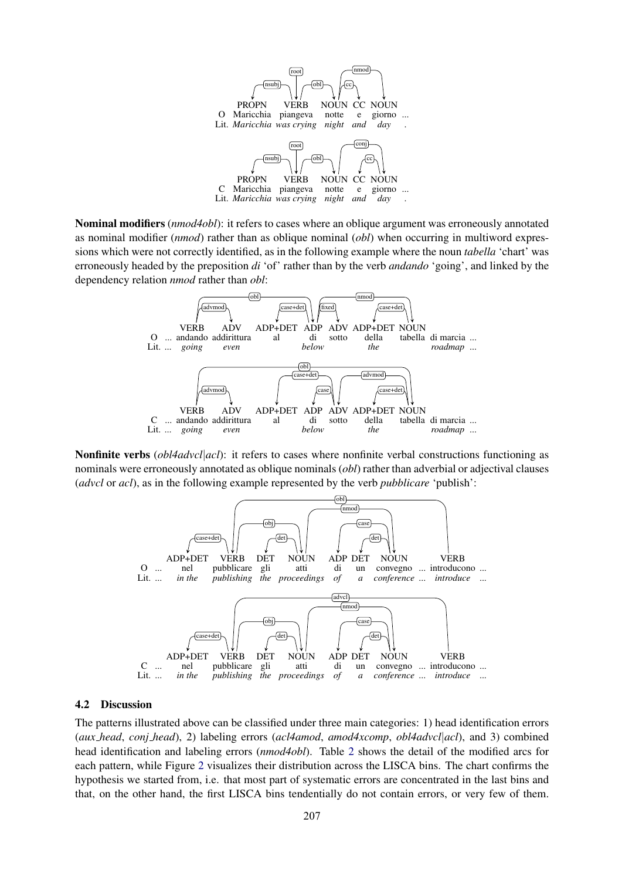| | | | | | | |
|---|---|---|---|---|---|---|
| | PROPN | VERB | NOUN | CC | NOUN | |
| O | Maricchia | piangeva | notte | e | giorno | ... |
| Lit. | *Maricchia* | *was crying* | *night* | *and* | *day* | . |

| | | | | | | |
|---|---|---|---|---|---|---|
| | PROPN | VERB | NOUN | CC | NOUN | |
| C | Maricchia | piangeva | notte | e | giorno | ... |
| Lit. | *Maricchia* | *was crying* | *night* | *and* | *day* | . |

**Nominal modifiers** (*nmod4obl*): it refers to cases where an oblique argument was erroneously annotated as nominal modifier (*nmod*) rather than as oblique nominal (*obl*) when occurring in multiword expressions which were not correctly identified, as in the following example where the noun *tabella* 'chart' was erroneously headed by the preposition *di* 'of' rather than by the verb *andando* 'going', and linked by the dependency relation *nmod* rather than *obl*:

| | | | | | | | | | | |
|---|---|---|---|---|---|---|---|---|---|---|
| | | VERB | ADV | ADP+DET | ADP | ADV | ADP+DET | NOUN | | |
| O | ... | andando | addirittura | al | di | sotto | della | tabella | di marcia | ... |
| Lit. | ... | *going* | *even* | | *below* | | *the* | | *roadmap* | ... |

| | | | | | | | | | | |
|---|---|---|---|---|---|---|---|---|---|---|
| | | VERB | ADV | ADP+DET | ADP | ADV | ADP+DET | NOUN | | |
| C | ... | andando | addirittura | al | di | sotto | della | tabella | di marcia | ... |
| Lit. | ... | *going* | *even* | | *below* | | *the* | | *roadmap* | ... |

**Nonfinite verbs** (*obl4advcl|acl*): it refers to cases where nonfinite verbal constructions functioning as nominals were erroneously annotated as oblique nominals (*obl*) rather than adverbial or adjectival clauses (*advcl* or *acl*), as in the following example represented by the verb *pubblicare* 'publish':

| | | | | | | | | | | | |
|---|---|---|---|---|---|---|---|---|---|---|---|
| | | ADP+DET | VERB | DET | NOUN | ADP | DET | NOUN | | VERB | |
| O | ... | nel | pubblicare | gli | atti | di | un | convegno | ... | introducono | ... |
| Lit. | ... | *in the* | *publishing* | *the* | *proceedings* | *of* | *a* | *conference* | ... | *introduce* | ... |

| | | | | | | | | | | | |
|---|---|---|---|---|---|---|---|---|---|---|---|
| | | ADP+DET | VERB | DET | NOUN | ADP | DET | NOUN | | VERB | |
| C | ... | nel | pubblicare | gli | atti | di | un | convegno | ... | introducono | ... |
| Lit. | ... | *in the* | *publishing* | *the* | *proceedings* | *of* | *a* | *conference* | ... | *introduce* | ... |

### 4.2 Discussion

The patterns illustrated above can be classified under three main categories: 1) head identification errors (*aux_head*, *conj_head*), 2) labeling errors (*acl4amod*, *amod4xcomp*, *obl4advcl|acl*), and 3) combined head identification and labeling errors (*nmod4obl*). Table 2 shows the detail of the modified arcs for each pattern, while Figure 2 visualizes their distribution across the LISCA bins. The chart confirms the hypothesis we started from, i.e. that most part of systematic errors are concentrated in the last bins and that, on the other hand, the first LISCA bins tendentially do not contain errors, or very few of them.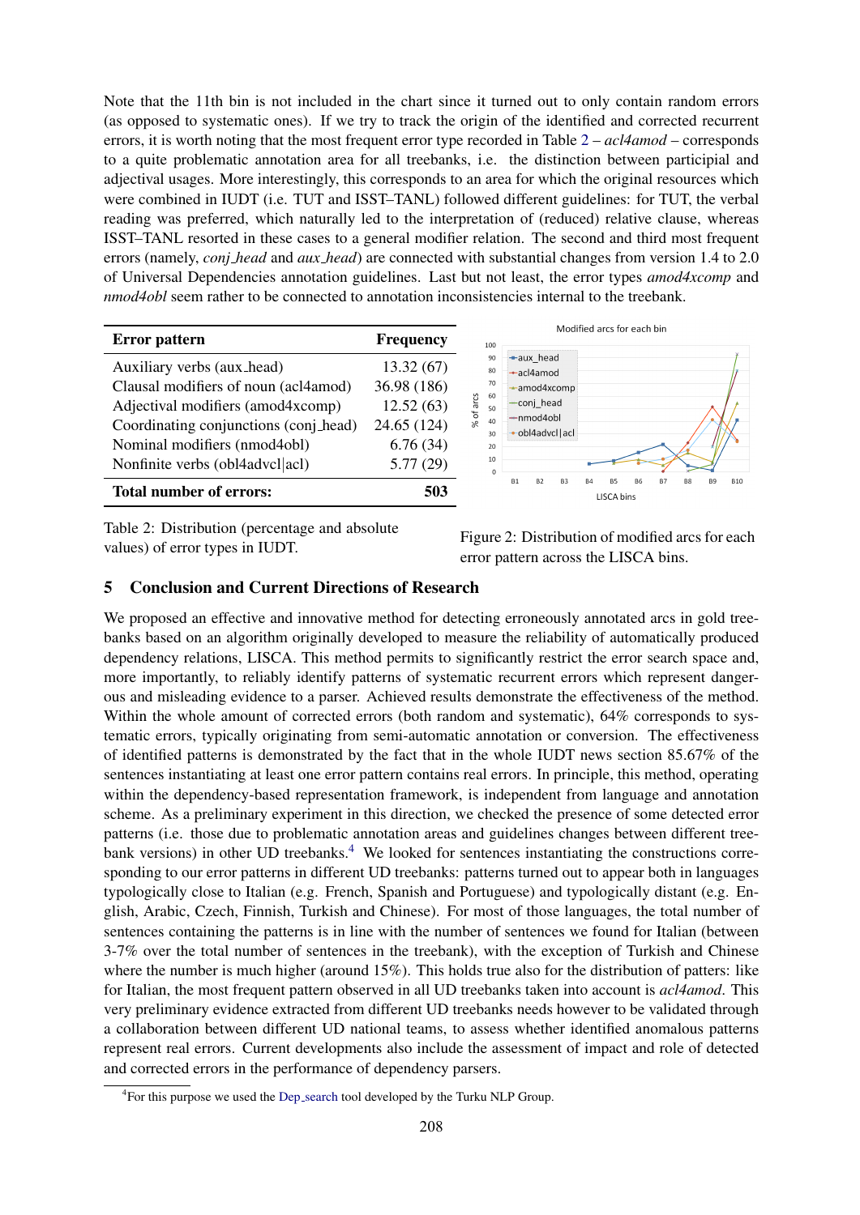Note that the 11th bin is not included in the chart since it turned out to only contain random errors (as opposed to systematic ones). If we try to track the origin of the identified and corrected recurrent errors, it is worth noting that the most frequent error type recorded in Table 2 – *acl4amod* – corresponds to a quite problematic annotation area for all treebanks, i.e. the distinction between participial and adjectival usages. More interestingly, this corresponds to an area for which the original resources which were combined in IUDT (i.e. TUT and ISST–TANL) followed different guidelines: for TUT, the verbal reading was preferred, which naturally led to the interpretation of (reduced) relative clause, whereas ISST–TANL resorted in these cases to a general modifier relation. The second and third most frequent errors (namely, *conj_head* and *aux_head*) are connected with substantial changes from version 1.4 to 2.0 of Universal Dependencies annotation guidelines. Last but not least, the error types *amod4xcomp* and *nmod4obl* seem rather to be connected to annotation inconsistencies internal to the treebank.

| Error pattern | Frequency |
|---|---|
| Auxiliary verbs (aux_head) | 13.32 (67) |
| Clausal modifiers of noun (acl4amod) | 36.98 (186) |
| Adjectival modifiers (amod4xcomp) | 12.52 (63) |
| Coordinating conjunctions (conj_head) | 24.65 (124) |
| Nominal modifiers (nmod4obl) | 6.76 (34) |
| Nonfinite verbs (obl4advcl\|acl) | 5.77 (29) |
| **Total number of errors:** | **503** |

Table 2: Distribution (percentage and absolute values) of error types in IUDT.

Figure 2: Distribution of modified arcs for each error pattern across the LISCA bins.

## 5 Conclusion and Current Directions of Research

We proposed an effective and innovative method for detecting erroneously annotated arcs in gold treebanks based on an algorithm originally developed to measure the reliability of automatically produced dependency relations, LISCA. This method permits to significantly restrict the error search space and, more importantly, to reliably identify patterns of systematic recurrent errors which represent dangerous and misleading evidence to a parser. Achieved results demonstrate the effectiveness of the method. Within the whole amount of corrected errors (both random and systematic), 64% corresponds to systematic errors, typically originating from semi-automatic annotation or conversion. The effectiveness of identified patterns is demonstrated by the fact that in the whole IUDT news section 85.67% of the sentences instantiating at least one error pattern contains real errors. In principle, this method, operating within the dependency-based representation framework, is independent from language and annotation scheme. As a preliminary experiment in this direction, we checked the presence of some detected error patterns (i.e. those due to problematic annotation areas and guidelines changes between different treebank versions) in other UD treebanks.[4] We looked for sentences instantiating the constructions corresponding to our error patterns in different UD treebanks: patterns turned out to appear both in languages typologically close to Italian (e.g. French, Spanish and Portuguese) and typologically distant (e.g. English, Arabic, Czech, Finnish, Turkish and Chinese). For most of those languages, the total number of sentences containing the patterns is in line with the number of sentences we found for Italian (between 3-7% over the total number of sentences in the treebank), with the exception of Turkish and Chinese where the number is much higher (around 15%). This holds true also for the distribution of patters: like for Italian, the most frequent pattern observed in all UD treebanks taken into account is *acl4amod*. This very preliminary evidence extracted from different UD treebanks needs however to be validated through a collaboration between different UD national teams, to assess whether identified anomalous patterns represent real errors. Current developments also include the assessment of impact and role of detected and corrected errors in the performance of dependency parsers.

[4] For this purpose we used the Dep_search tool developed by the Turku NLP Group.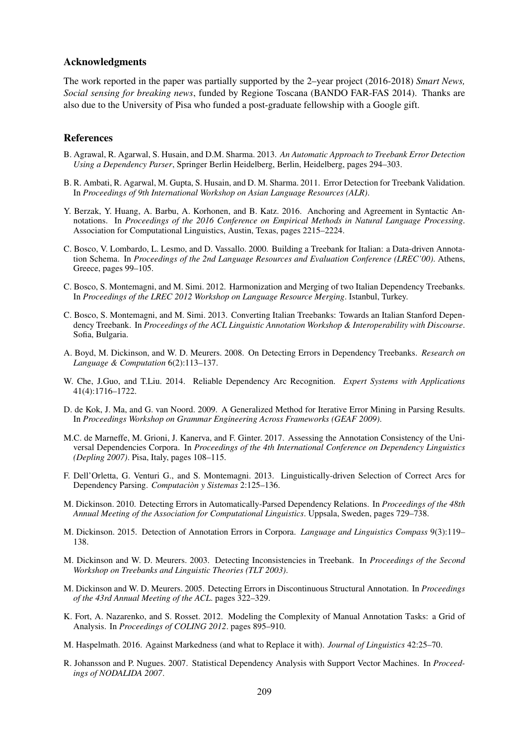## Acknowledgments

The work reported in the paper was partially supported by the 2–year project (2016-2018) *Smart News, Social sensing for breaking news*, funded by Regione Toscana (BANDO FAR-FAS 2014). Thanks are also due to the University of Pisa who funded a post-graduate fellowship with a Google gift.

## References

B. Agrawal, R. Agarwal, S. Husain, and D.M. Sharma. 2013. *An Automatic Approach to Treebank Error Detection Using a Dependency Parser*, Springer Berlin Heidelberg, Berlin, Heidelberg, pages 294–303.

B. R. Ambati, R. Agarwal, M. Gupta, S. Husain, and D. M. Sharma. 2011. Error Detection for Treebank Validation. In *Proceedings of 9th International Workshop on Asian Language Resources (ALR)*.

Y. Berzak, Y. Huang, A. Barbu, A. Korhonen, and B. Katz. 2016. Anchoring and Agreement in Syntactic Annotations. In *Proceedings of the 2016 Conference on Empirical Methods in Natural Language Processing*. Association for Computational Linguistics, Austin, Texas, pages 2215–2224.

C. Bosco, V. Lombardo, L. Lesmo, and D. Vassallo. 2000. Building a Treebank for Italian: a Data-driven Annotation Schema. In *Proceedings of the 2nd Language Resources and Evaluation Conference (LREC'00)*. Athens, Greece, pages 99–105.

C. Bosco, S. Montemagni, and M. Simi. 2012. Harmonization and Merging of two Italian Dependency Treebanks. In *Proceedings of the LREC 2012 Workshop on Language Resource Merging*. Istanbul, Turkey.

C. Bosco, S. Montemagni, and M. Simi. 2013. Converting Italian Treebanks: Towards an Italian Stanford Dependency Treebank. In *Proceedings of the ACL Linguistic Annotation Workshop & Interoperability with Discourse*. Sofia, Bulgaria.

A. Boyd, M. Dickinson, and W. D. Meurers. 2008. On Detecting Errors in Dependency Treebanks. *Research on Language & Computation* 6(2):113–137.

W. Che, J.Guo, and T.Liu. 2014. Reliable Dependency Arc Recognition. *Expert Systems with Applications* 41(4):1716–1722.

D. de Kok, J. Ma, and G. van Noord. 2009. A Generalized Method for Iterative Error Mining in Parsing Results. In *Proceedings Workshop on Grammar Engineering Across Frameworks (GEAF 2009)*.

M.C. de Marneffe, M. Grioni, J. Kanerva, and F. Ginter. 2017. Assessing the Annotation Consistency of the Universal Dependencies Corpora. In *Proceedings of the 4th International Conference on Dependency Linguistics (Depling 2007)*. Pisa, Italy, pages 108–115.

F. Dell'Orletta, G. Venturi G., and S. Montemagni. 2013. Linguistically-driven Selection of Correct Arcs for Dependency Parsing. *Computaciòn y Sistemas* 2:125–136.

M. Dickinson. 2010. Detecting Errors in Automatically-Parsed Dependency Relations. In *Proceedings of the 48th Annual Meeting of the Association for Computational Linguistics*. Uppsala, Sweden, pages 729–738.

M. Dickinson. 2015. Detection of Annotation Errors in Corpora. *Language and Linguistics Compass* 9(3):119–138.

M. Dickinson and W. D. Meurers. 2003. Detecting Inconsistencies in Treebank. In *Proceedings of the Second Workshop on Treebanks and Linguistic Theories (TLT 2003)*.

M. Dickinson and W. D. Meurers. 2005. Detecting Errors in Discontinuous Structural Annotation. In *Proceedings of the 43rd Annual Meeting of the ACL*. pages 322–329.

K. Fort, A. Nazarenko, and S. Rosset. 2012. Modeling the Complexity of Manual Annotation Tasks: a Grid of Analysis. In *Proceedings of COLING 2012*. pages 895–910.

M. Haspelmath. 2016. Against Markedness (and what to Replace it with). *Journal of Linguistics* 42:25–70.

R. Johansson and P. Nugues. 2007. Statistical Dependency Analysis with Support Vector Machines. In *Proceedings of NODALIDA 2007*.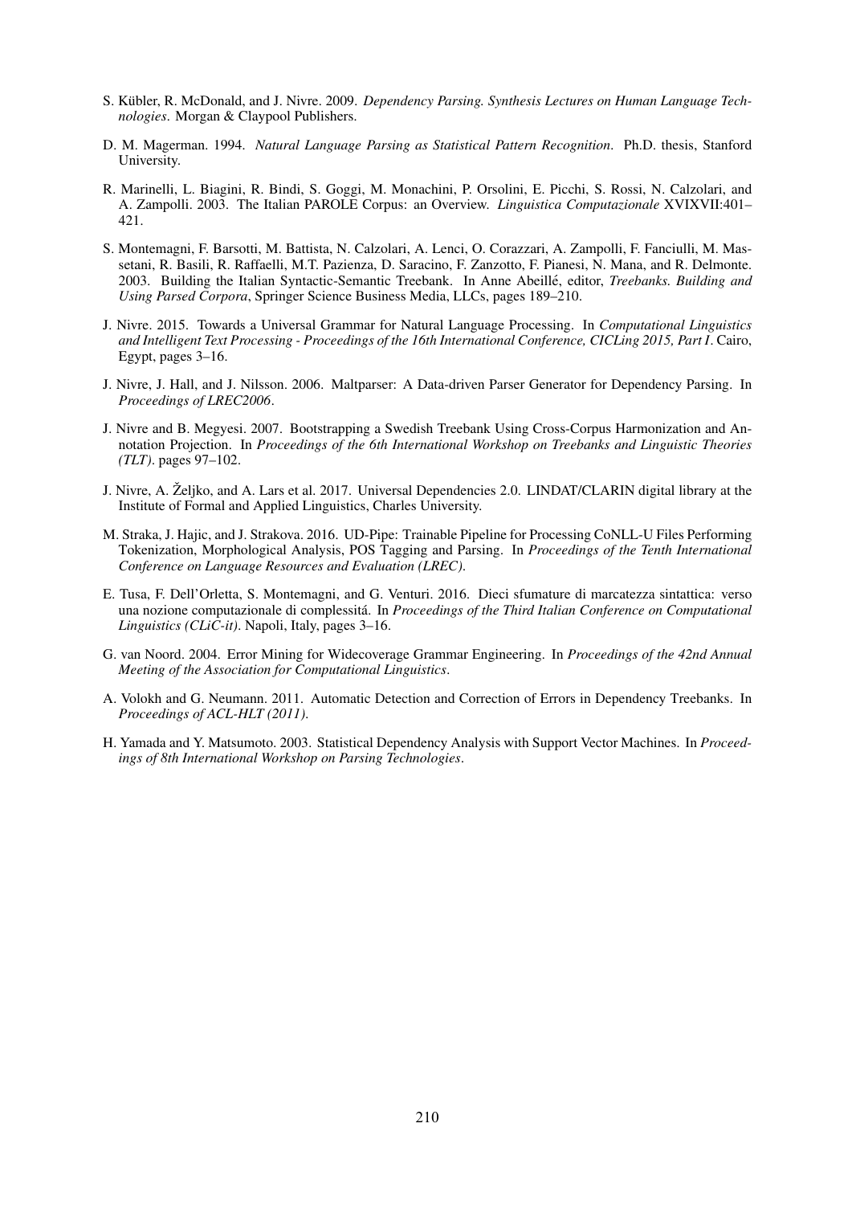S. Kübler, R. McDonald, and J. Nivre. 2009. *Dependency Parsing. Synthesis Lectures on Human Language Technologies*. Morgan & Claypool Publishers.

D. M. Magerman. 1994. *Natural Language Parsing as Statistical Pattern Recognition*. Ph.D. thesis, Stanford University.

R. Marinelli, L. Biagini, R. Bindi, S. Goggi, M. Monachini, P. Orsolini, E. Picchi, S. Rossi, N. Calzolari, and A. Zampolli. 2003. The Italian PAROLE Corpus: an Overview. *Linguistica Computazionale* XVIXVII:401–421.

S. Montemagni, F. Barsotti, M. Battista, N. Calzolari, A. Lenci, O. Corazzari, A. Zampolli, F. Fanciulli, M. Massetani, R. Basili, R. Raffaelli, M.T. Pazienza, D. Saracino, F. Zanzotto, F. Pianesi, N. Mana, and R. Delmonte. 2003. Building the Italian Syntactic-Semantic Treebank. In Anne Abeillé, editor, *Treebanks. Building and Using Parsed Corpora*, Springer Science Business Media, LLCs, pages 189–210.

J. Nivre. 2015. Towards a Universal Grammar for Natural Language Processing. In *Computational Linguistics and Intelligent Text Processing - Proceedings of the 16th International Conference, CICLing 2015, Part I*. Cairo, Egypt, pages 3–16.

J. Nivre, J. Hall, and J. Nilsson. 2006. Maltparser: A Data-driven Parser Generator for Dependency Parsing. In *Proceedings of LREC2006*.

J. Nivre and B. Megyesi. 2007. Bootstrapping a Swedish Treebank Using Cross-Corpus Harmonization and Annotation Projection. In *Proceedings of the 6th International Workshop on Treebanks and Linguistic Theories (TLT)*. pages 97–102.

J. Nivre, A. Željko, and A. Lars et al. 2017. Universal Dependencies 2.0. LINDAT/CLARIN digital library at the Institute of Formal and Applied Linguistics, Charles University.

M. Straka, J. Hajic, and J. Strakova. 2016. UD-Pipe: Trainable Pipeline for Processing CoNLL-U Files Performing Tokenization, Morphological Analysis, POS Tagging and Parsing. In *Proceedings of the Tenth International Conference on Language Resources and Evaluation (LREC)*.

E. Tusa, F. Dell'Orletta, S. Montemagni, and G. Venturi. 2016. Dieci sfumature di marcatezza sintattica: verso una nozione computazionale di complessitá. In *Proceedings of the Third Italian Conference on Computational Linguistics (CLiC-it)*. Napoli, Italy, pages 3–16.

G. van Noord. 2004. Error Mining for Widecoverage Grammar Engineering. In *Proceedings of the 42nd Annual Meeting of the Association for Computational Linguistics*.

A. Volokh and G. Neumann. 2011. Automatic Detection and Correction of Errors in Dependency Treebanks. In *Proceedings of ACL-HLT (2011)*.

H. Yamada and Y. Matsumoto. 2003. Statistical Dependency Analysis with Support Vector Machines. In *Proceedings of 8th International Workshop on Parsing Technologies*.